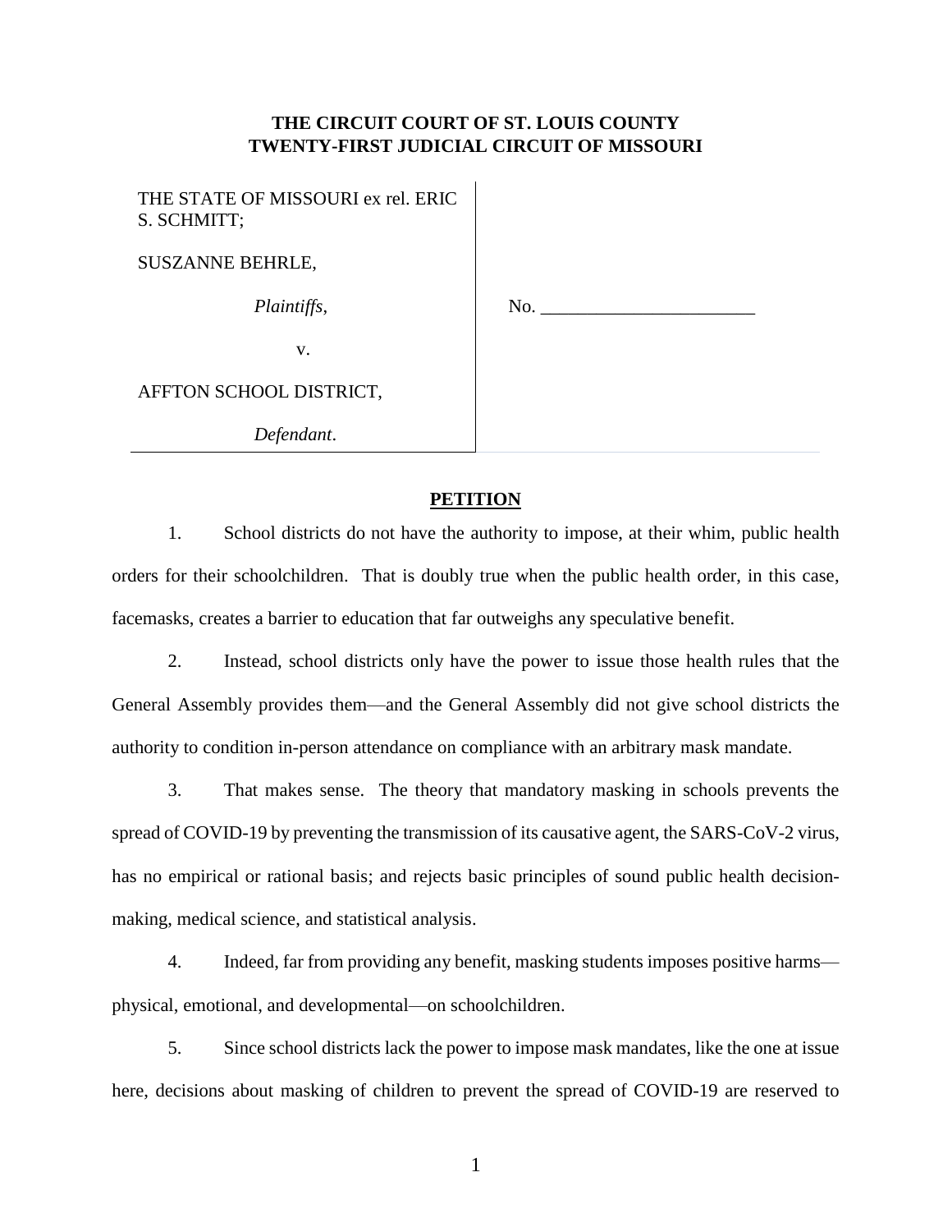**THE CIRCUIT COURT OF ST. LOUIS COUNTY**
**TWENTY-FIRST JUDICIAL CIRCUIT OF MISSOURI**

| | |
|---|---|
| THE STATE OF MISSOURI ex rel. ERIC S. SCHMITT; | |
| SUSZANNE BEHRLE, | |
| *Plaintiffs*, | No. ________________________ |
| v. | |
| AFFTON SCHOOL DISTRICT, | |
| *Defendant*. | |

## PETITION

1. School districts do not have the authority to impose, at their whim, public health orders for their schoolchildren. That is doubly true when the public health order, in this case, facemasks, creates a barrier to education that far outweighs any speculative benefit.

2. Instead, school districts only have the power to issue those health rules that the General Assembly provides them—and the General Assembly did not give school districts the authority to condition in-person attendance on compliance with an arbitrary mask mandate.

3. That makes sense. The theory that mandatory masking in schools prevents the spread of COVID-19 by preventing the transmission of its causative agent, the SARS-CoV-2 virus, has no empirical or rational basis; and rejects basic principles of sound public health decision-making, medical science, and statistical analysis.

4. Indeed, far from providing any benefit, masking students imposes positive harms—physical, emotional, and developmental—on schoolchildren.

5. Since school districts lack the power to impose mask mandates, like the one at issue here, decisions about masking of children to prevent the spread of COVID-19 are reserved to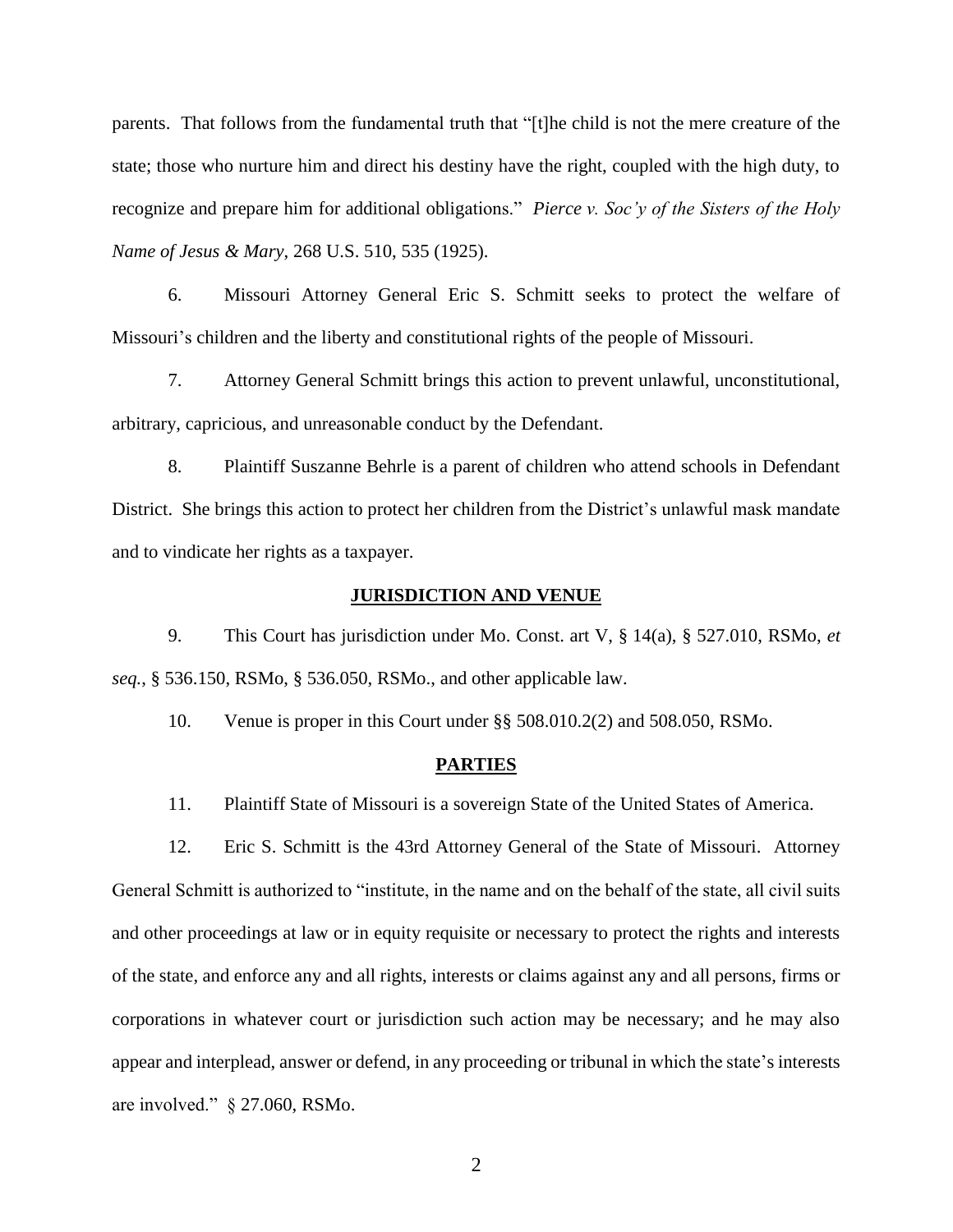parents. That follows from the fundamental truth that "[t]he child is not the mere creature of the state; those who nurture him and direct his destiny have the right, coupled with the high duty, to recognize and prepare him for additional obligations." *Pierce v. Soc'y of the Sisters of the Holy Name of Jesus & Mary*, 268 U.S. 510, 535 (1925).

6. Missouri Attorney General Eric S. Schmitt seeks to protect the welfare of Missouri's children and the liberty and constitutional rights of the people of Missouri.

7. Attorney General Schmitt brings this action to prevent unlawful, unconstitutional, arbitrary, capricious, and unreasonable conduct by the Defendant.

8. Plaintiff Suszanne Behrle is a parent of children who attend schools in Defendant District. She brings this action to protect her children from the District's unlawful mask mandate and to vindicate her rights as a taxpayer.

## JURISDICTION AND VENUE

9. This Court has jurisdiction under Mo. Const. art V, § 14(a), § 527.010, RSMo, *et seq.*, § 536.150, RSMo, § 536.050, RSMo., and other applicable law.

10. Venue is proper in this Court under §§ 508.010.2(2) and 508.050, RSMo.

## PARTIES

11. Plaintiff State of Missouri is a sovereign State of the United States of America.

12. Eric S. Schmitt is the 43rd Attorney General of the State of Missouri. Attorney General Schmitt is authorized to "institute, in the name and on the behalf of the state, all civil suits and other proceedings at law or in equity requisite or necessary to protect the rights and interests of the state, and enforce any and all rights, interests or claims against any and all persons, firms or corporations in whatever court or jurisdiction such action may be necessary; and he may also appear and interplead, answer or defend, in any proceeding or tribunal in which the state's interests are involved." § 27.060, RSMo.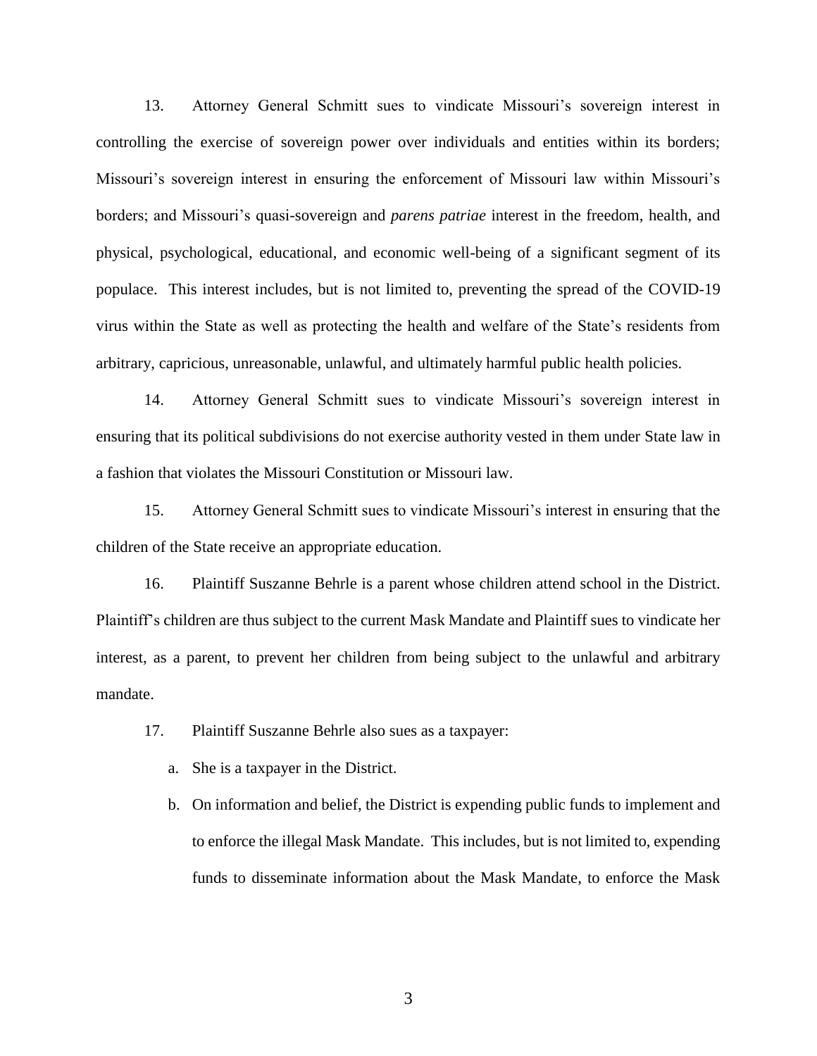13. Attorney General Schmitt sues to vindicate Missouri's sovereign interest in controlling the exercise of sovereign power over individuals and entities within its borders; Missouri's sovereign interest in ensuring the enforcement of Missouri law within Missouri's borders; and Missouri's quasi-sovereign and *parens patriae* interest in the freedom, health, and physical, psychological, educational, and economic well-being of a significant segment of its populace. This interest includes, but is not limited to, preventing the spread of the COVID-19 virus within the State as well as protecting the health and welfare of the State's residents from arbitrary, capricious, unreasonable, unlawful, and ultimately harmful public health policies.

14. Attorney General Schmitt sues to vindicate Missouri's sovereign interest in ensuring that its political subdivisions do not exercise authority vested in them under State law in a fashion that violates the Missouri Constitution or Missouri law.

15. Attorney General Schmitt sues to vindicate Missouri's interest in ensuring that the children of the State receive an appropriate education.

16. Plaintiff Suszanne Behrle is a parent whose children attend school in the District. Plaintiff's children are thus subject to the current Mask Mandate and Plaintiff sues to vindicate her interest, as a parent, to prevent her children from being subject to the unlawful and arbitrary mandate.

17. Plaintiff Suszanne Behrle also sues as a taxpayer:

a. She is a taxpayer in the District.

b. On information and belief, the District is expending public funds to implement and to enforce the illegal Mask Mandate. This includes, but is not limited to, expending funds to disseminate information about the Mask Mandate, to enforce the Mask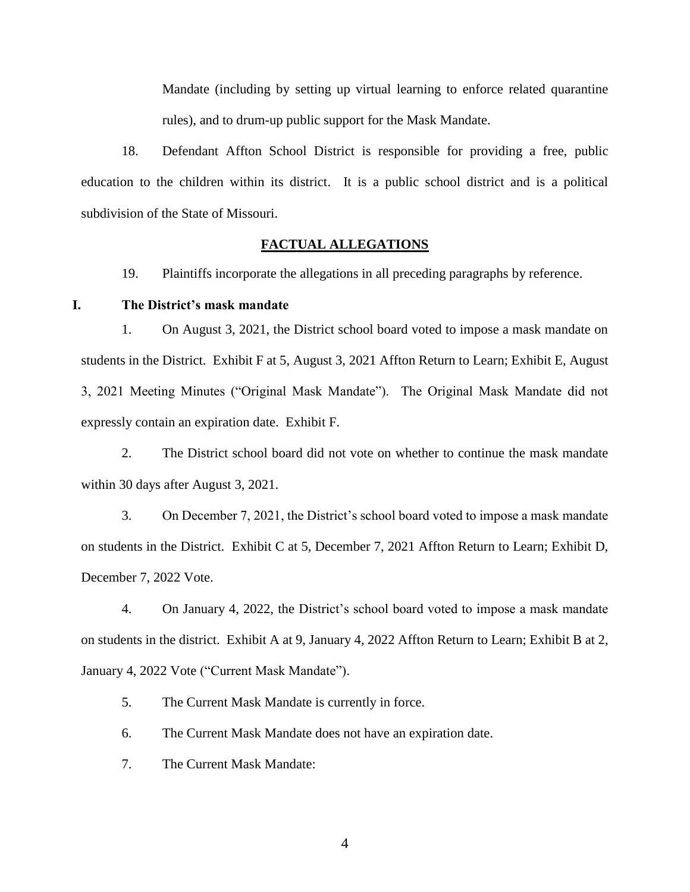Mandate (including by setting up virtual learning to enforce related quarantine rules), and to drum-up public support for the Mask Mandate.

18. Defendant Affton School District is responsible for providing a free, public education to the children within its district. It is a public school district and is a political subdivision of the State of Missouri.

## FACTUAL ALLEGATIONS

19. Plaintiffs incorporate the allegations in all preceding paragraphs by reference.

### I. The District's mask mandate

1. On August 3, 2021, the District school board voted to impose a mask mandate on students in the District. Exhibit F at 5, August 3, 2021 Affton Return to Learn; Exhibit E, August 3, 2021 Meeting Minutes ("Original Mask Mandate"). The Original Mask Mandate did not expressly contain an expiration date. Exhibit F.

2. The District school board did not vote on whether to continue the mask mandate within 30 days after August 3, 2021.

3. On December 7, 2021, the District's school board voted to impose a mask mandate on students in the District. Exhibit C at 5, December 7, 2021 Affton Return to Learn; Exhibit D, December 7, 2022 Vote.

4. On January 4, 2022, the District's school board voted to impose a mask mandate on students in the district. Exhibit A at 9, January 4, 2022 Affton Return to Learn; Exhibit B at 2, January 4, 2022 Vote ("Current Mask Mandate").

5. The Current Mask Mandate is currently in force.

6. The Current Mask Mandate does not have an expiration date.

7. The Current Mask Mandate: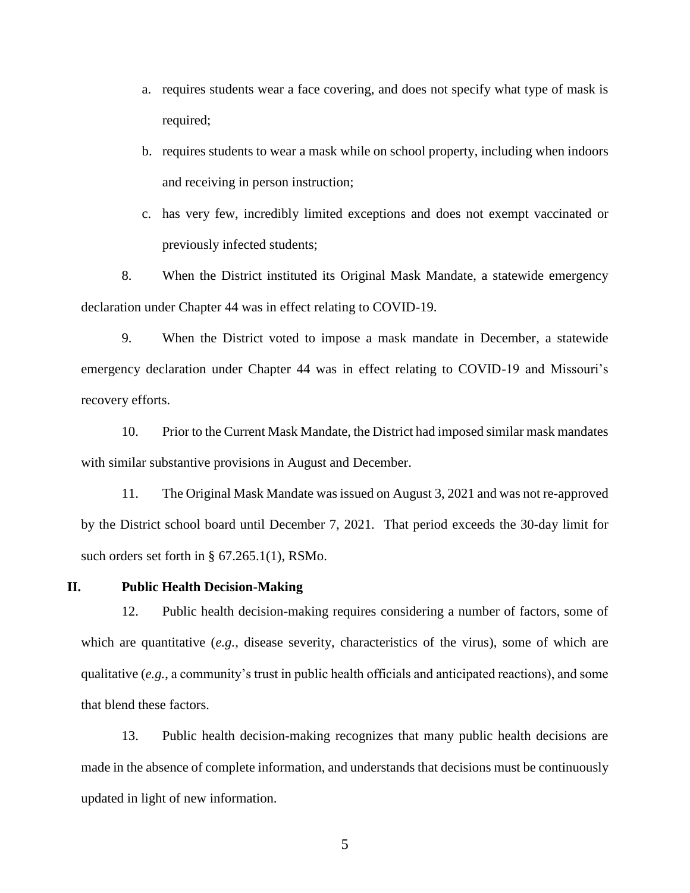a. requires students wear a face covering, and does not specify what type of mask is required;

b. requires students to wear a mask while on school property, including when indoors and receiving in person instruction;

c. has very few, incredibly limited exceptions and does not exempt vaccinated or previously infected students;

8. When the District instituted its Original Mask Mandate, a statewide emergency declaration under Chapter 44 was in effect relating to COVID-19.

9. When the District voted to impose a mask mandate in December, a statewide emergency declaration under Chapter 44 was in effect relating to COVID-19 and Missouri's recovery efforts.

10. Prior to the Current Mask Mandate, the District had imposed similar mask mandates with similar substantive provisions in August and December.

11. The Original Mask Mandate was issued on August 3, 2021 and was not re-approved by the District school board until December 7, 2021. That period exceeds the 30-day limit for such orders set forth in § 67.265.1(1), RSMo.

## II. Public Health Decision-Making

12. Public health decision-making requires considering a number of factors, some of which are quantitative (*e.g.*, disease severity, characteristics of the virus), some of which are qualitative (*e.g.,* a community's trust in public health officials and anticipated reactions), and some that blend these factors.

13. Public health decision-making recognizes that many public health decisions are made in the absence of complete information, and understands that decisions must be continuously updated in light of new information.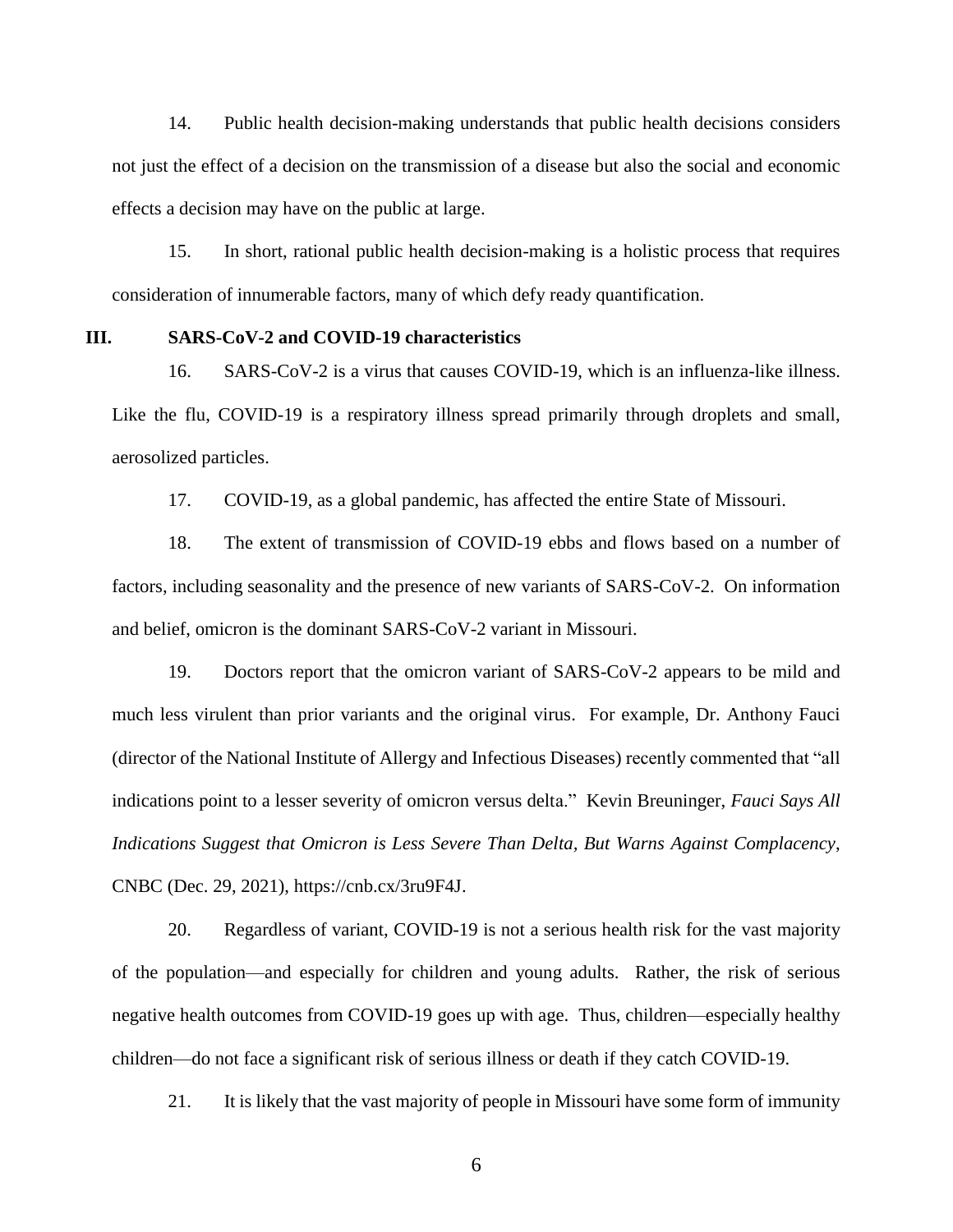14. Public health decision-making understands that public health decisions considers not just the effect of a decision on the transmission of a disease but also the social and economic effects a decision may have on the public at large.

15. In short, rational public health decision-making is a holistic process that requires consideration of innumerable factors, many of which defy ready quantification.

## III. SARS-CoV-2 and COVID-19 characteristics

16. SARS-CoV-2 is a virus that causes COVID-19, which is an influenza-like illness. Like the flu, COVID-19 is a respiratory illness spread primarily through droplets and small, aerosolized particles.

17. COVID-19, as a global pandemic, has affected the entire State of Missouri.

18. The extent of transmission of COVID-19 ebbs and flows based on a number of factors, including seasonality and the presence of new variants of SARS-CoV-2. On information and belief, omicron is the dominant SARS-CoV-2 variant in Missouri.

19. Doctors report that the omicron variant of SARS-CoV-2 appears to be mild and much less virulent than prior variants and the original virus. For example, Dr. Anthony Fauci (director of the National Institute of Allergy and Infectious Diseases) recently commented that "all indications point to a lesser severity of omicron versus delta." Kevin Breuninger, *Fauci Says All Indications Suggest that Omicron is Less Severe Than Delta, But Warns Against Complacency*, CNBC (Dec. 29, 2021), https://cnb.cx/3ru9F4J.

20. Regardless of variant, COVID-19 is not a serious health risk for the vast majority of the population—and especially for children and young adults. Rather, the risk of serious negative health outcomes from COVID-19 goes up with age. Thus, children—especially healthy children—do not face a significant risk of serious illness or death if they catch COVID-19.

21. It is likely that the vast majority of people in Missouri have some form of immunity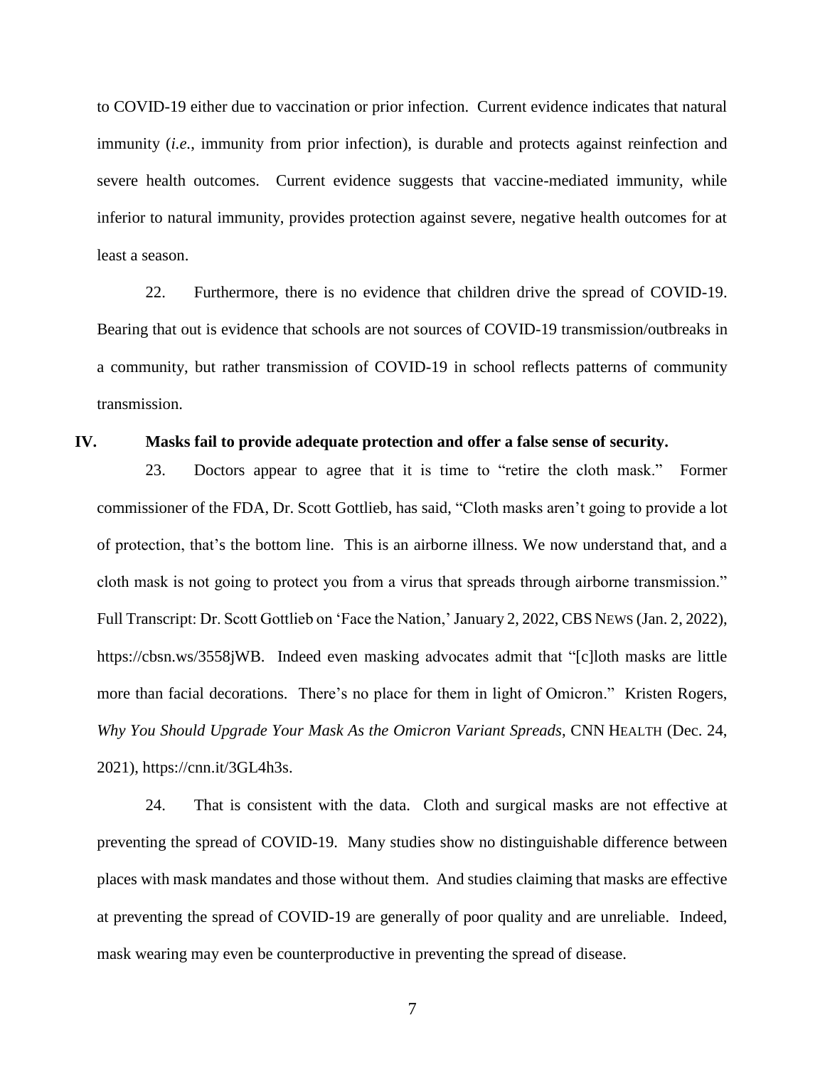to COVID-19 either due to vaccination or prior infection. Current evidence indicates that natural immunity (*i.e.*, immunity from prior infection), is durable and protects against reinfection and severe health outcomes. Current evidence suggests that vaccine-mediated immunity, while inferior to natural immunity, provides protection against severe, negative health outcomes for at least a season.

22. Furthermore, there is no evidence that children drive the spread of COVID-19. Bearing that out is evidence that schools are not sources of COVID-19 transmission/outbreaks in a community, but rather transmission of COVID-19 in school reflects patterns of community transmission.

## IV. Masks fail to provide adequate protection and offer a false sense of security.

23. Doctors appear to agree that it is time to "retire the cloth mask." Former commissioner of the FDA, Dr. Scott Gottlieb, has said, "Cloth masks aren't going to provide a lot of protection, that's the bottom line. This is an airborne illness. We now understand that, and a cloth mask is not going to protect you from a virus that spreads through airborne transmission." Full Transcript: Dr. Scott Gottlieb on 'Face the Nation,' January 2, 2022, CBS NEWS (Jan. 2, 2022), https://cbsn.ws/3558jWB. Indeed even masking advocates admit that "[c]loth masks are little more than facial decorations. There's no place for them in light of Omicron." Kristen Rogers, *Why You Should Upgrade Your Mask As the Omicron Variant Spreads*, CNN HEALTH (Dec. 24, 2021), https://cnn.it/3GL4h3s.

24. That is consistent with the data. Cloth and surgical masks are not effective at preventing the spread of COVID-19. Many studies show no distinguishable difference between places with mask mandates and those without them. And studies claiming that masks are effective at preventing the spread of COVID-19 are generally of poor quality and are unreliable. Indeed, mask wearing may even be counterproductive in preventing the spread of disease.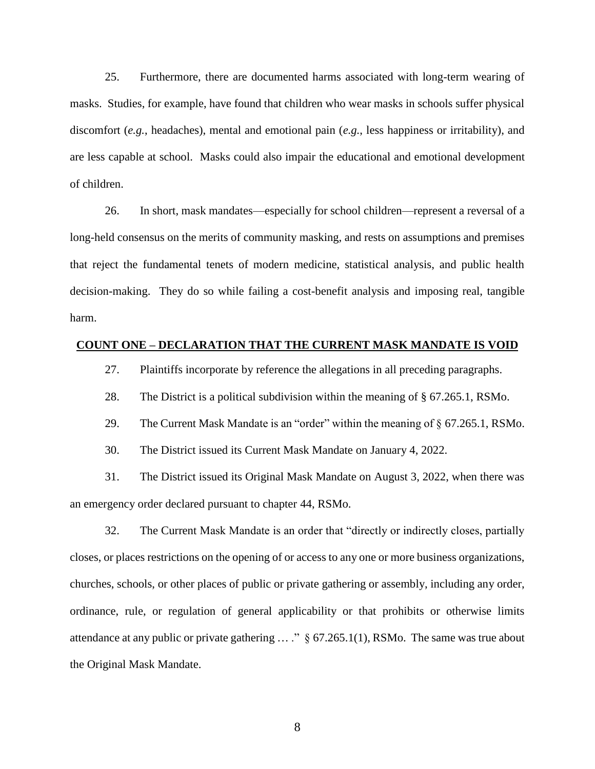25. Furthermore, there are documented harms associated with long-term wearing of masks. Studies, for example, have found that children who wear masks in schools suffer physical discomfort (*e.g.*, headaches), mental and emotional pain (*e.g.*, less happiness or irritability), and are less capable at school. Masks could also impair the educational and emotional development of children.

26. In short, mask mandates—especially for school children—represent a reversal of a long-held consensus on the merits of community masking, and rests on assumptions and premises that reject the fundamental tenets of modern medicine, statistical analysis, and public health decision-making. They do so while failing a cost-benefit analysis and imposing real, tangible harm.

## **COUNT ONE – DECLARATION THAT THE CURRENT MASK MANDATE IS VOID**

27. Plaintiffs incorporate by reference the allegations in all preceding paragraphs.

28. The District is a political subdivision within the meaning of § 67.265.1, RSMo.

29. The Current Mask Mandate is an "order" within the meaning of § 67.265.1, RSMo.

30. The District issued its Current Mask Mandate on January 4, 2022.

31. The District issued its Original Mask Mandate on August 3, 2022, when there was an emergency order declared pursuant to chapter 44, RSMo.

32. The Current Mask Mandate is an order that "directly or indirectly closes, partially closes, or places restrictions on the opening of or access to any one or more business organizations, churches, schools, or other places of public or private gathering or assembly, including any order, ordinance, rule, or regulation of general applicability or that prohibits or otherwise limits attendance at any public or private gathering … ." § 67.265.1(1), RSMo. The same was true about the Original Mask Mandate.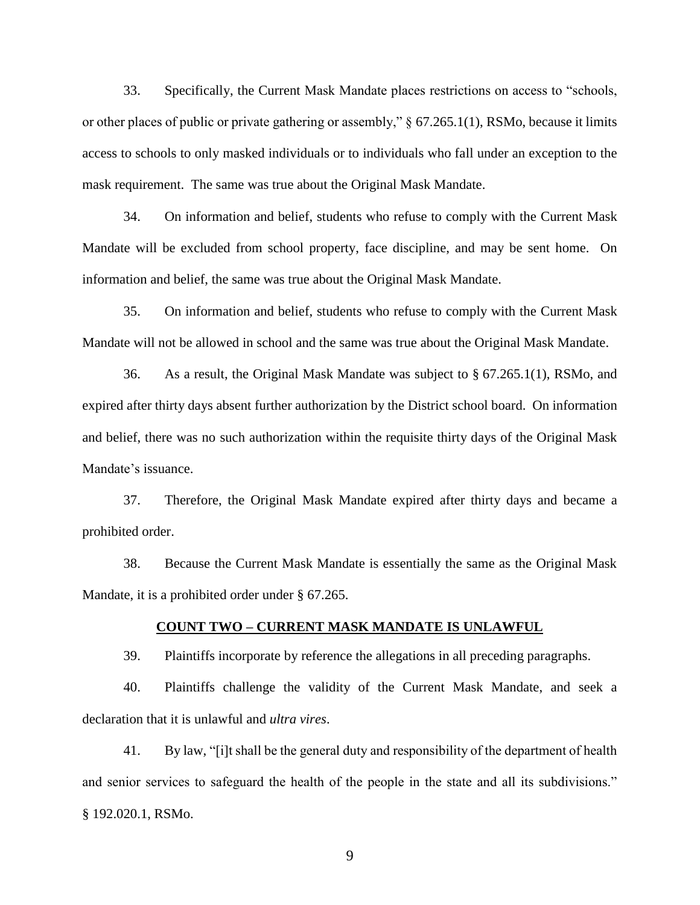33. Specifically, the Current Mask Mandate places restrictions on access to "schools, or other places of public or private gathering or assembly," § 67.265.1(1), RSMo, because it limits access to schools to only masked individuals or to individuals who fall under an exception to the mask requirement. The same was true about the Original Mask Mandate.

34. On information and belief, students who refuse to comply with the Current Mask Mandate will be excluded from school property, face discipline, and may be sent home. On information and belief, the same was true about the Original Mask Mandate.

35. On information and belief, students who refuse to comply with the Current Mask Mandate will not be allowed in school and the same was true about the Original Mask Mandate.

36. As a result, the Original Mask Mandate was subject to § 67.265.1(1), RSMo, and expired after thirty days absent further authorization by the District school board. On information and belief, there was no such authorization within the requisite thirty days of the Original Mask Mandate's issuance.

37. Therefore, the Original Mask Mandate expired after thirty days and became a prohibited order.

38. Because the Current Mask Mandate is essentially the same as the Original Mask Mandate, it is a prohibited order under § 67.265.

**COUNT TWO – CURRENT MASK MANDATE IS UNLAWFUL**

39. Plaintiffs incorporate by reference the allegations in all preceding paragraphs.

40. Plaintiffs challenge the validity of the Current Mask Mandate, and seek a declaration that it is unlawful and *ultra vires*.

41. By law, "[i]t shall be the general duty and responsibility of the department of health and senior services to safeguard the health of the people in the state and all its subdivisions." § 192.020.1, RSMo.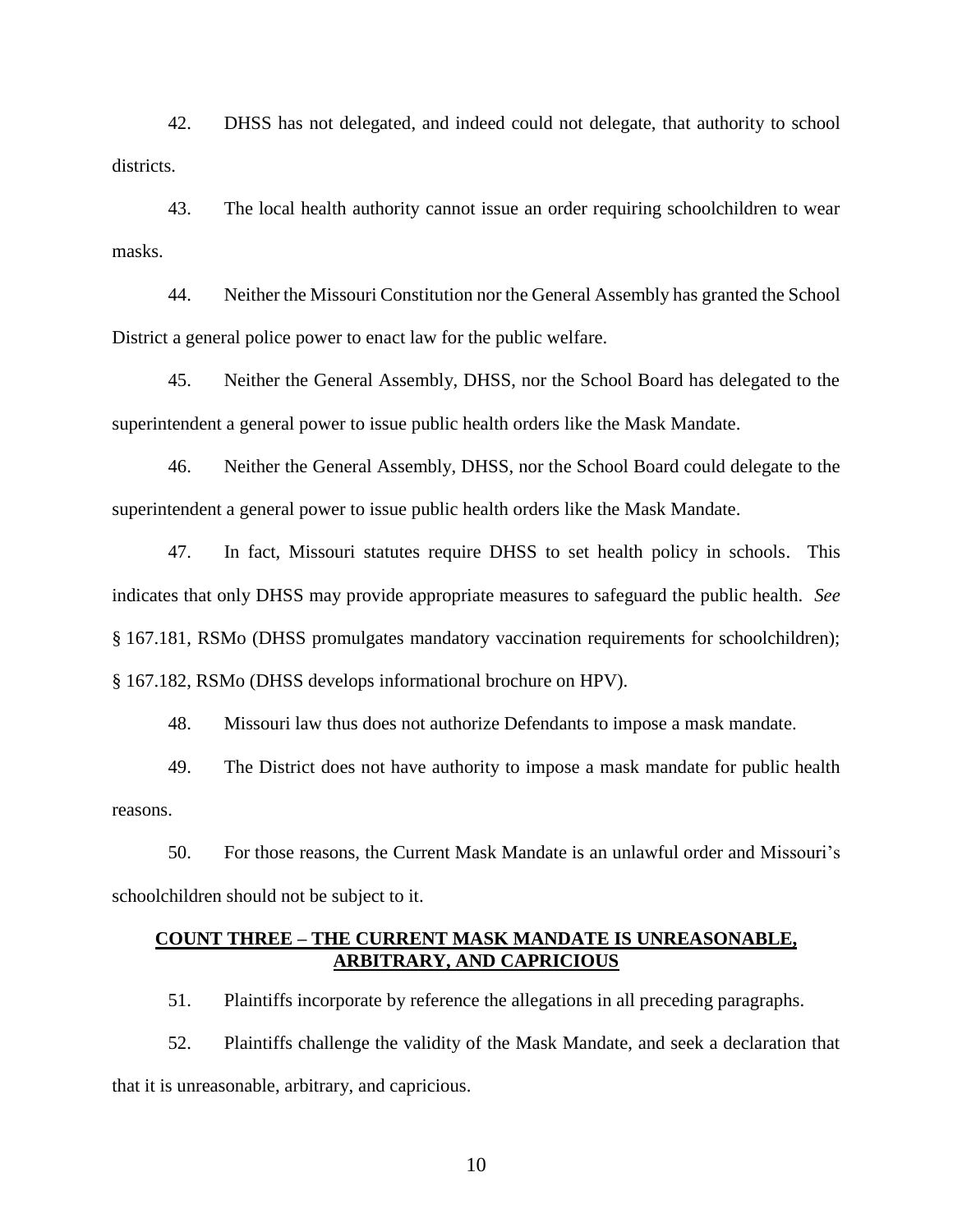42. DHSS has not delegated, and indeed could not delegate, that authority to school districts.

43. The local health authority cannot issue an order requiring schoolchildren to wear masks.

44. Neither the Missouri Constitution nor the General Assembly has granted the School District a general police power to enact law for the public welfare.

45. Neither the General Assembly, DHSS, nor the School Board has delegated to the superintendent a general power to issue public health orders like the Mask Mandate.

46. Neither the General Assembly, DHSS, nor the School Board could delegate to the superintendent a general power to issue public health orders like the Mask Mandate.

47. In fact, Missouri statutes require DHSS to set health policy in schools. This indicates that only DHSS may provide appropriate measures to safeguard the public health. *See* § 167.181, RSMo (DHSS promulgates mandatory vaccination requirements for schoolchildren); § 167.182, RSMo (DHSS develops informational brochure on HPV).

48. Missouri law thus does not authorize Defendants to impose a mask mandate.

49. The District does not have authority to impose a mask mandate for public health reasons.

50. For those reasons, the Current Mask Mandate is an unlawful order and Missouri's schoolchildren should not be subject to it.

## <u>COUNT THREE – THE CURRENT MASK MANDATE IS UNREASONABLE, ARBITRARY, AND CAPRICIOUS</u>

51. Plaintiffs incorporate by reference the allegations in all preceding paragraphs.

52. Plaintiffs challenge the validity of the Mask Mandate, and seek a declaration that that it is unreasonable, arbitrary, and capricious.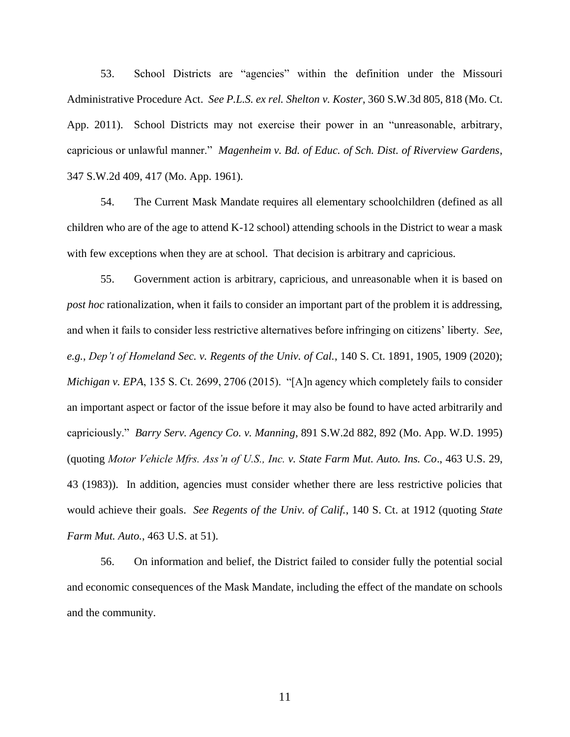53. School Districts are "agencies" within the definition under the Missouri Administrative Procedure Act. *See P.L.S. ex rel. Shelton v. Koster*, 360 S.W.3d 805, 818 (Mo. Ct. App. 2011). School Districts may not exercise their power in an "unreasonable, arbitrary, capricious or unlawful manner." *Magenheim v. Bd. of Educ. of Sch. Dist. of Riverview Gardens*, 347 S.W.2d 409, 417 (Mo. App. 1961).

54. The Current Mask Mandate requires all elementary schoolchildren (defined as all children who are of the age to attend K-12 school) attending schools in the District to wear a mask with few exceptions when they are at school. That decision is arbitrary and capricious.

55. Government action is arbitrary, capricious, and unreasonable when it is based on *post hoc* rationalization, when it fails to consider an important part of the problem it is addressing, and when it fails to consider less restrictive alternatives before infringing on citizens' liberty. *See, e.g.*, *Dep't of Homeland Sec. v. Regents of the Univ. of Cal.*, 140 S. Ct. 1891, 1905, 1909 (2020); *Michigan v. EPA*, 135 S. Ct. 2699, 2706 (2015). "[A]n agency which completely fails to consider an important aspect or factor of the issue before it may also be found to have acted arbitrarily and capriciously." *Barry Serv. Agency Co. v. Manning*, 891 S.W.2d 882, 892 (Mo. App. W.D. 1995) (quoting *Motor Vehicle Mfrs. Ass'n of U.S., Inc. v. State Farm Mut. Auto. Ins. Co*., 463 U.S. 29, 43 (1983)). In addition, agencies must consider whether there are less restrictive policies that would achieve their goals. *See Regents of the Univ. of Calif.*, 140 S. Ct. at 1912 (quoting *State Farm Mut. Auto.*, 463 U.S. at 51).

56. On information and belief, the District failed to consider fully the potential social and economic consequences of the Mask Mandate, including the effect of the mandate on schools and the community.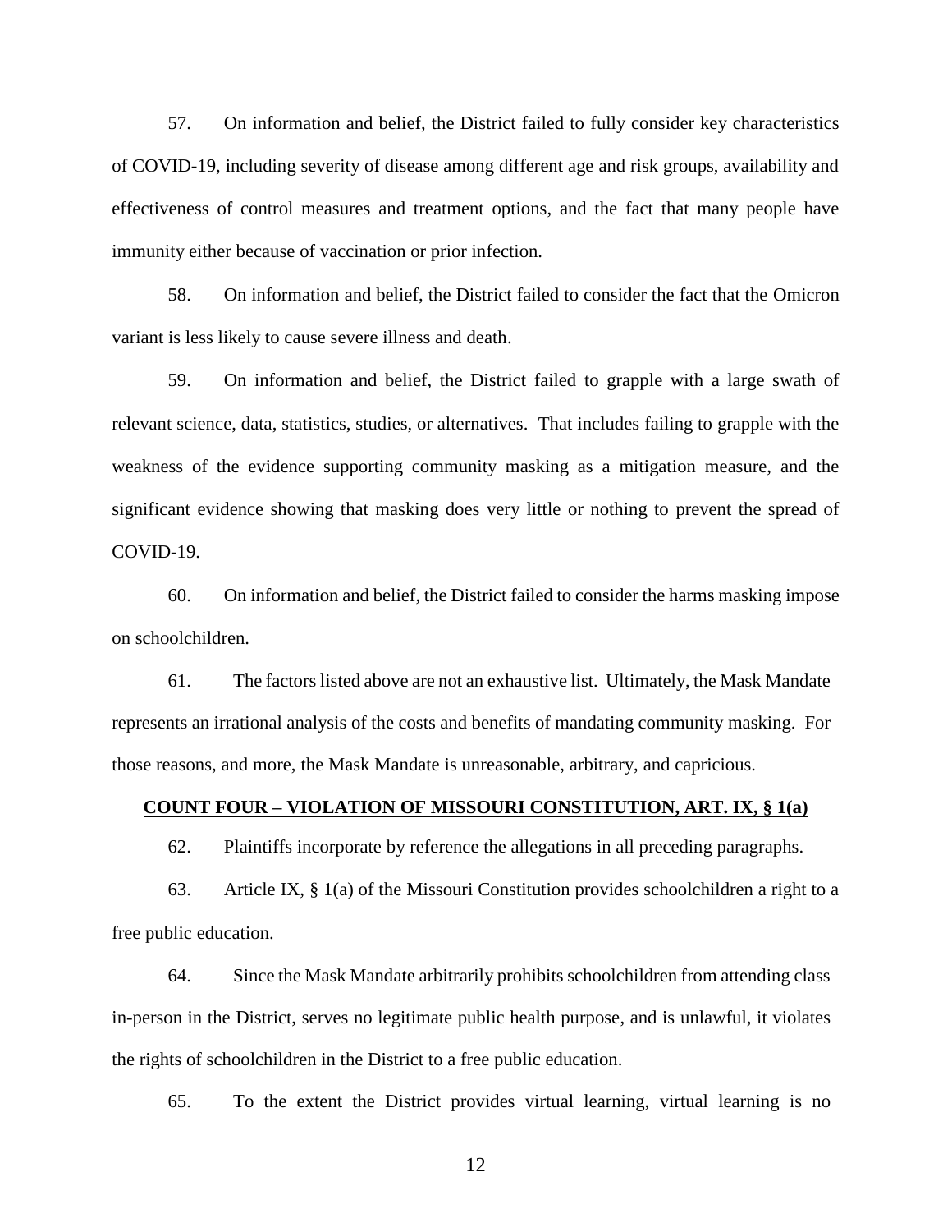57. On information and belief, the District failed to fully consider key characteristics of COVID-19, including severity of disease among different age and risk groups, availability and effectiveness of control measures and treatment options, and the fact that many people have immunity either because of vaccination or prior infection.

58. On information and belief, the District failed to consider the fact that the Omicron variant is less likely to cause severe illness and death.

59. On information and belief, the District failed to grapple with a large swath of relevant science, data, statistics, studies, or alternatives. That includes failing to grapple with the weakness of the evidence supporting community masking as a mitigation measure, and the significant evidence showing that masking does very little or nothing to prevent the spread of COVID-19.

60. On information and belief, the District failed to consider the harms masking impose on schoolchildren.

61. The factors listed above are not an exhaustive list. Ultimately, the Mask Mandate represents an irrational analysis of the costs and benefits of mandating community masking. For those reasons, and more, the Mask Mandate is unreasonable, arbitrary, and capricious.

**COUNT FOUR – VIOLATION OF MISSOURI CONSTITUTION, ART. IX, § 1(a)**

62. Plaintiffs incorporate by reference the allegations in all preceding paragraphs.

63. Article IX, § 1(a) of the Missouri Constitution provides schoolchildren a right to a free public education.

64. Since the Mask Mandate arbitrarily prohibits schoolchildren from attending class in-person in the District, serves no legitimate public health purpose, and is unlawful, it violates the rights of schoolchildren in the District to a free public education.

65. To the extent the District provides virtual learning, virtual learning is no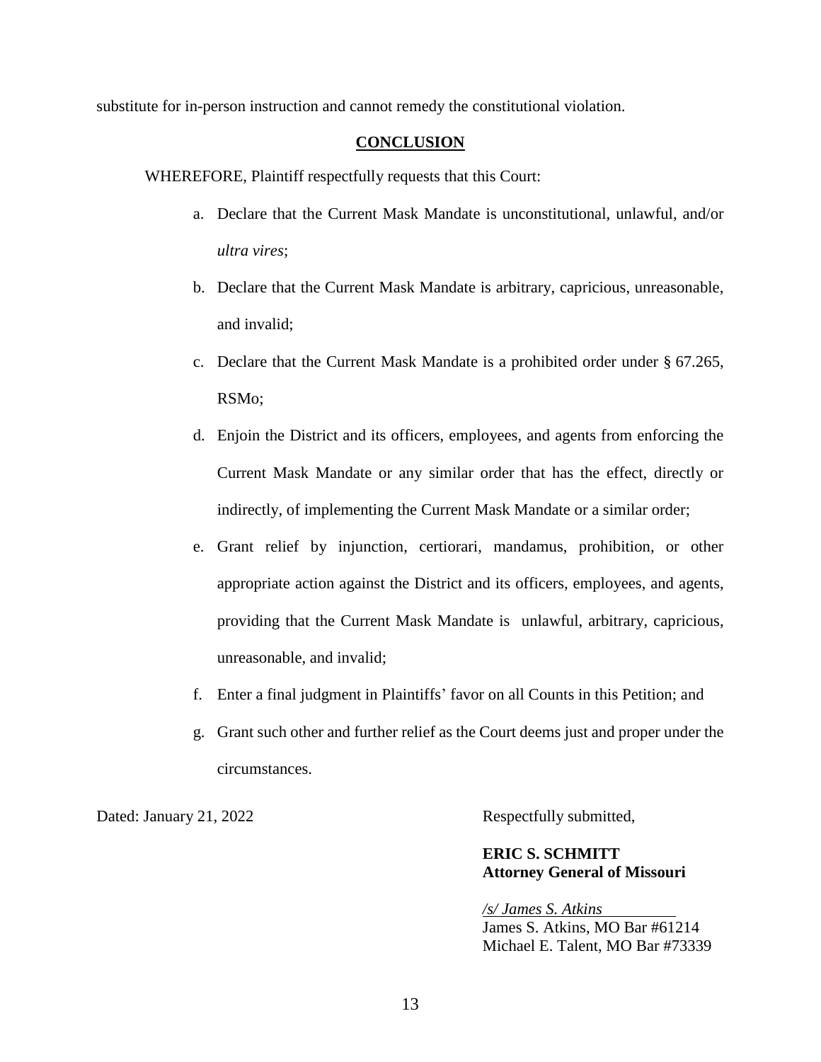substitute for in-person instruction and cannot remedy the constitutional violation.

## CONCLUSION

WHEREFORE, Plaintiff respectfully requests that this Court:

a. Declare that the Current Mask Mandate is unconstitutional, unlawful, and/or *ultra vires*;

b. Declare that the Current Mask Mandate is arbitrary, capricious, unreasonable, and invalid;

c. Declare that the Current Mask Mandate is a prohibited order under § 67.265, RSMo;

d. Enjoin the District and its officers, employees, and agents from enforcing the Current Mask Mandate or any similar order that has the effect, directly or indirectly, of implementing the Current Mask Mandate or a similar order;

e. Grant relief by injunction, certiorari, mandamus, prohibition, or other appropriate action against the District and its officers, employees, and agents, providing that the Current Mask Mandate is unlawful, arbitrary, capricious, unreasonable, and invalid;

f. Enter a final judgment in Plaintiffs' favor on all Counts in this Petition; and

g. Grant such other and further relief as the Court deems just and proper under the circumstances.

Dated: January 21, 2022

Respectfully submitted,

**ERIC S. SCHMITT**
**Attorney General of Missouri**

*/s/ James S. Atkins*
James S. Atkins, MO Bar #61214
Michael E. Talent, MO Bar #73339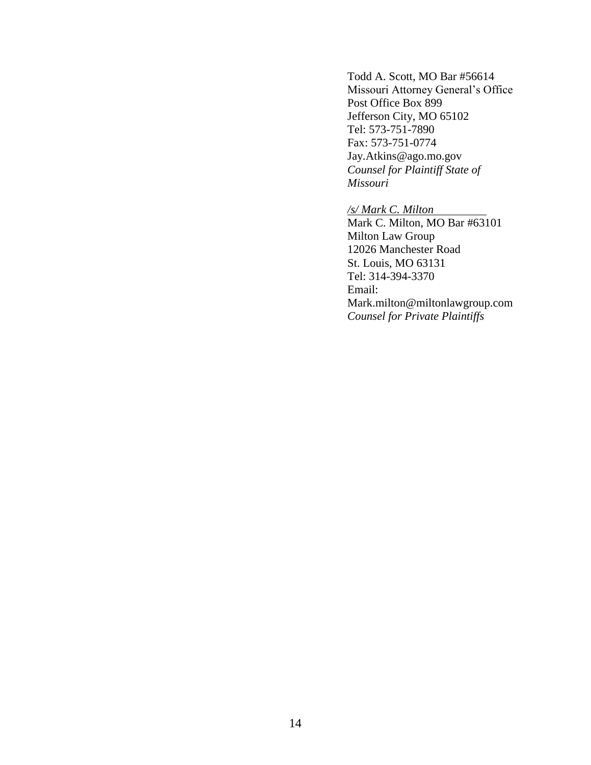Todd A. Scott, MO Bar #56614
Missouri Attorney General's Office
Post Office Box 899
Jefferson City, MO 65102
Tel: 573-751-7890
Fax: 573-751-0774
Jay.Atkins@ago.mo.gov
*Counsel for Plaintiff State of Missouri*

*<u>/s/ Mark C. Milton</u>*
Mark C. Milton, MO Bar #63101
Milton Law Group
12026 Manchester Road
St. Louis, MO 63131
Tel: 314-394-3370
Email:
Mark.milton@miltonlawgroup.com
*Counsel for Private Plaintiffs*